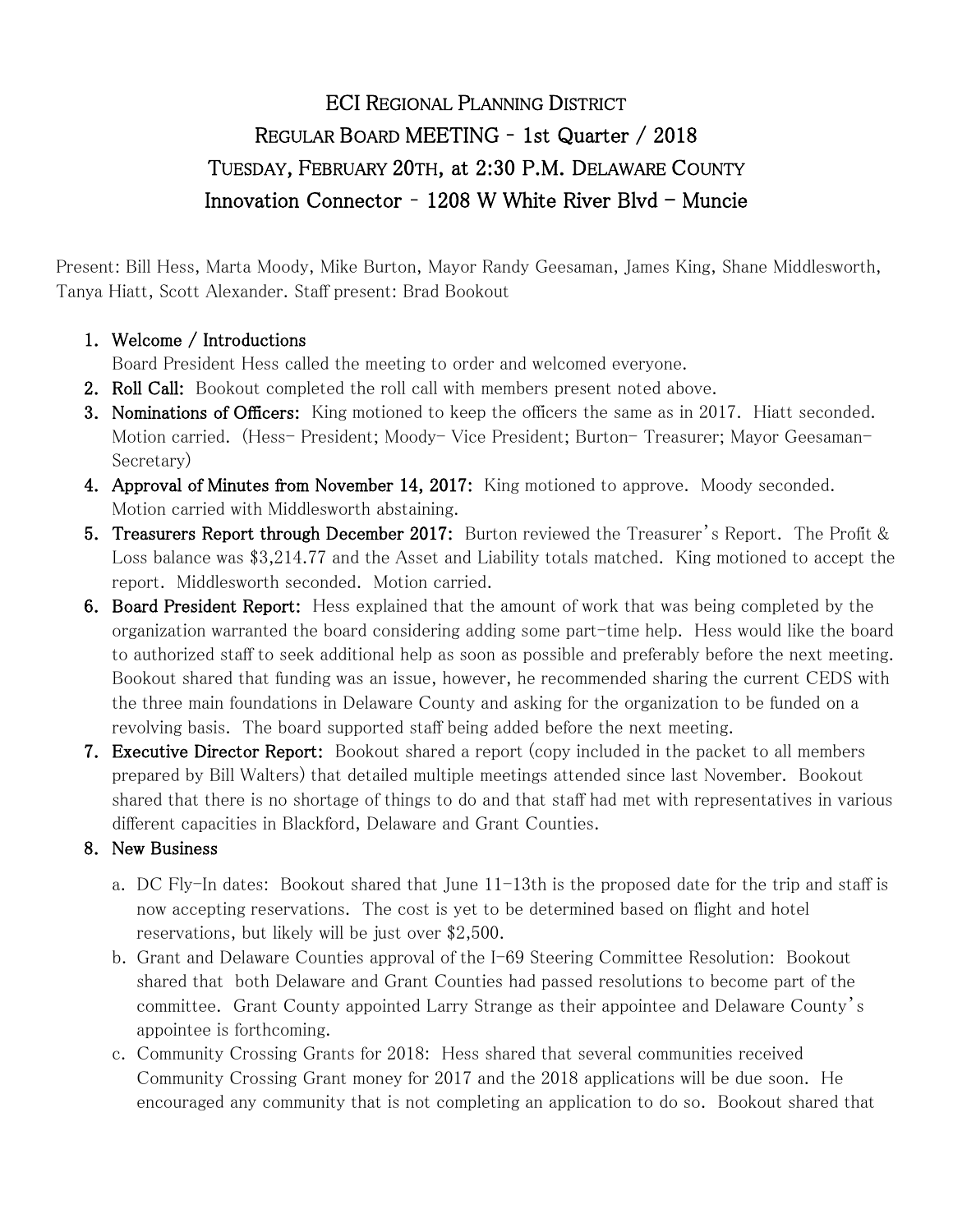# ECI Regional Planning District

## Regular Board MEETING - 1st Quarter / 2018

## Tuesday, February 20th, at 2:30 P.M. Delaware County

## Innovation Connector - 1208 W White River Blvd – Muncie

Present: Bill Hess, Marta Moody, Mike Burton, Mayor Randy Geesaman, James King, Shane Middlesworth, Tanya Hiatt, Scott Alexander. Staff present: Brad Bookout

1. **Welcome / Introductions**
   Board President Hess called the meeting to order and welcomed everyone.
2. **Roll Call:** Bookout completed the roll call with members present noted above.
3. **Nominations of Officers:** King motioned to keep the officers the same as in 2017. Hiatt seconded. Motion carried. (Hess- President; Moody- Vice President; Burton- Treasurer; Mayor Geesaman- Secretary)
4. **Approval of Minutes from November 14, 2017:** King motioned to approve. Moody seconded. Motion carried with Middlesworth abstaining.
5. **Treasurers Report through December 2017:** Burton reviewed the Treasurer's Report. The Profit & Loss balance was $3,214.77 and the Asset and Liability totals matched. King motioned to accept the report. Middlesworth seconded. Motion carried.
6. **Board President Report:** Hess explained that the amount of work that was being completed by the organization warranted the board considering adding some part-time help. Hess would like the board to authorized staff to seek additional help as soon as possible and preferably before the next meeting. Bookout shared that funding was an issue, however, he recommended sharing the current CEDS with the three main foundations in Delaware County and asking for the organization to be funded on a revolving basis. The board supported staff being added before the next meeting.
7. **Executive Director Report:** Bookout shared a report (copy included in the packet to all members prepared by Bill Walters) that detailed multiple meetings attended since last November. Bookout shared that there is no shortage of things to do and that staff had met with representatives in various different capacities in Blackford, Delaware and Grant Counties.
8. **New Business**
   a. DC Fly-In dates: Bookout shared that June 11-13th is the proposed date for the trip and staff is now accepting reservations. The cost is yet to be determined based on flight and hotel reservations, but likely will be just over $2,500.
   b. Grant and Delaware Counties approval of the I-69 Steering Committee Resolution: Bookout shared that both Delaware and Grant Counties had passed resolutions to become part of the committee. Grant County appointed Larry Strange as their appointee and Delaware County's appointee is forthcoming.
   c. Community Crossing Grants for 2018: Hess shared that several communities received Community Crossing Grant money for 2017 and the 2018 applications will be due soon. He encouraged any community that is not completing an application to do so. Bookout shared that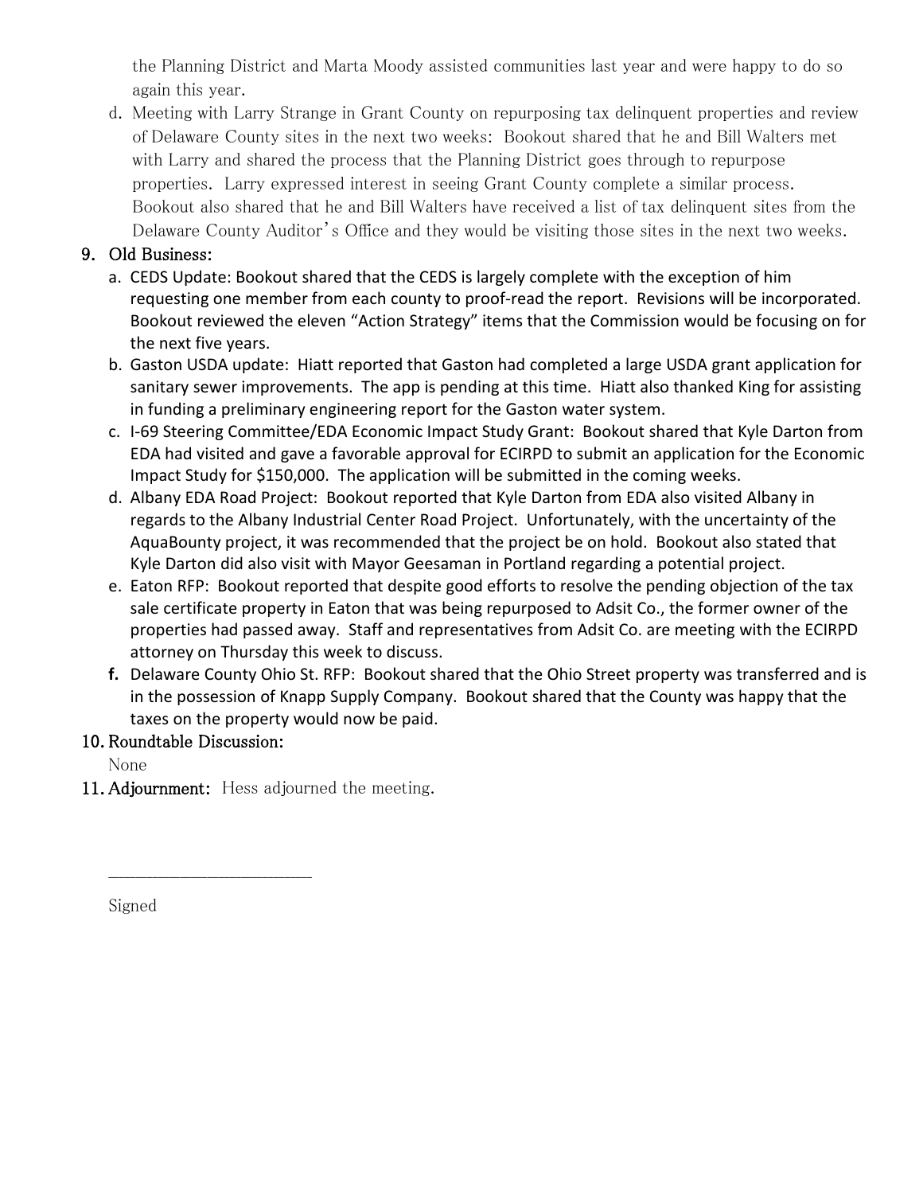the Planning District and Marta Moody assisted communities last year and were happy to do so again this year.

d. Meeting with Larry Strange in Grant County on repurposing tax delinquent properties and review of Delaware County sites in the next two weeks: Bookout shared that he and Bill Walters met with Larry and shared the process that the Planning District goes through to repurpose properties. Larry expressed interest in seeing Grant County complete a similar process. Bookout also shared that he and Bill Walters have received a list of tax delinquent sites from the Delaware County Auditor's Office and they would be visiting those sites in the next two weeks.

9. **Old Business:**
   a. CEDS Update: Bookout shared that the CEDS is largely complete with the exception of him requesting one member from each county to proof-read the report. Revisions will be incorporated. Bookout reviewed the eleven "Action Strategy" items that the Commission would be focusing on for the next five years.
   b. Gaston USDA update: Hiatt reported that Gaston had completed a large USDA grant application for sanitary sewer improvements. The app is pending at this time. Hiatt also thanked King for assisting in funding a preliminary engineering report for the Gaston water system.
   c. I-69 Steering Committee/EDA Economic Impact Study Grant: Bookout shared that Kyle Darton from EDA had visited and gave a favorable approval for ECIRPD to submit an application for the Economic Impact Study for $150,000. The application will be submitted in the coming weeks.
   d. Albany EDA Road Project: Bookout reported that Kyle Darton from EDA also visited Albany in regards to the Albany Industrial Center Road Project. Unfortunately, with the uncertainty of the AquaBounty project, it was recommended that the project be on hold. Bookout also stated that Kyle Darton did also visit with Mayor Geesaman in Portland regarding a potential project.
   e. Eaton RFP: Bookout reported that despite good efforts to resolve the pending objection of the tax sale certificate property in Eaton that was being repurposed to Adsit Co., the former owner of the properties had passed away. Staff and representatives from Adsit Co. are meeting with the ECIRPD attorney on Thursday this week to discuss.
   f. Delaware County Ohio St. RFP: Bookout shared that the Ohio Street property was transferred and is in the possession of Knapp Supply Company. Bookout shared that the County was happy that the taxes on the property would now be paid.

10. **Roundtable Discussion:**

    None

11. **Adjournment:** Hess adjourned the meeting.

\_\_\_\_\_\_\_\_\_\_\_\_\_\_\_\_\_\_\_\_\_\_\_\_\_\_

Signed